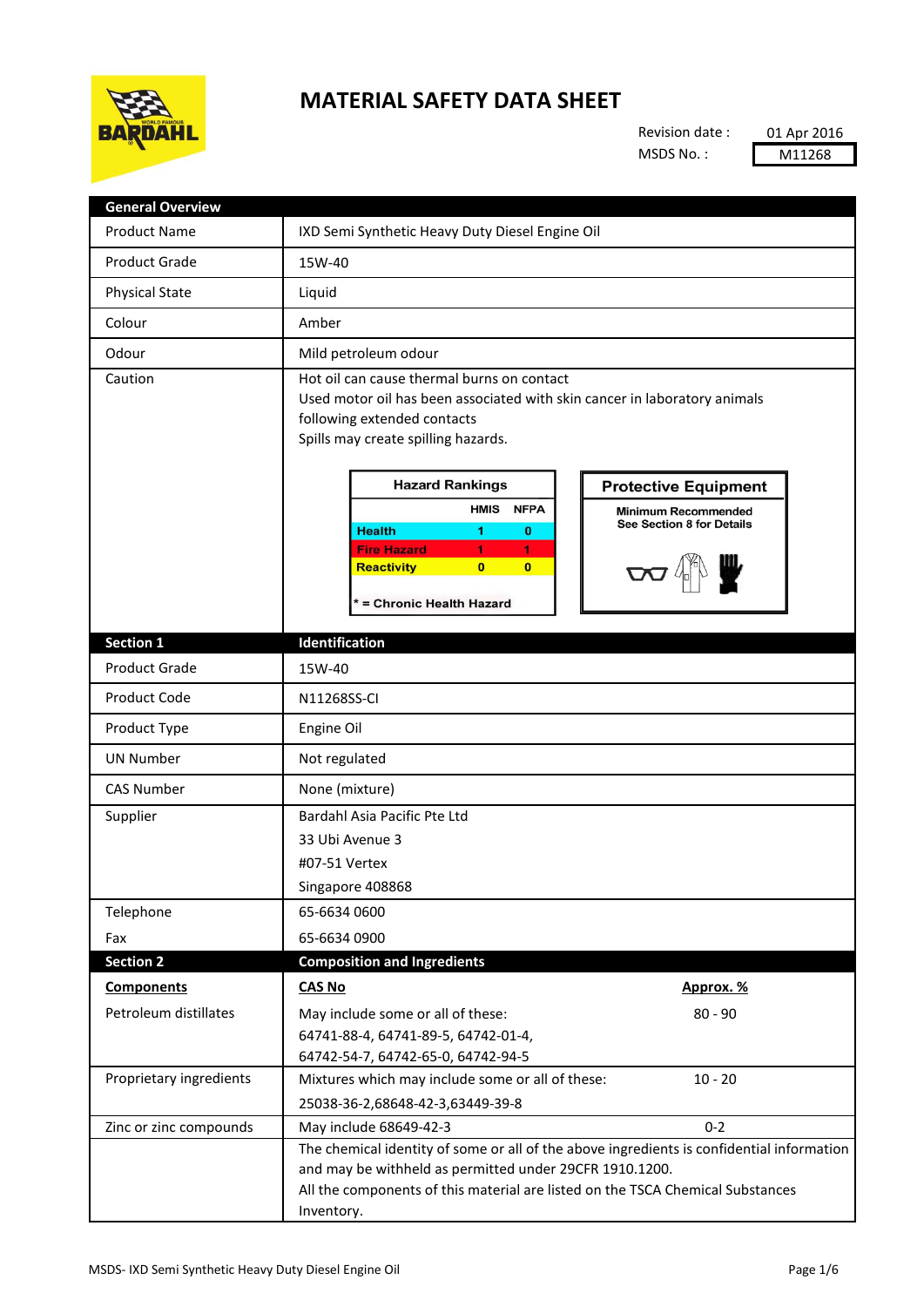# MATERIAL SAFETY DATA SHEET

Revision date : 01 Apr 2016
MSDS No. : M11268

| General Overview | |
|---|---|
| Product Name | IXD Semi Synthetic Heavy Duty Diesel Engine Oil |
| Product Grade | 15W-40 |
| Physical State | Liquid |
| Colour | Amber |
| Odour | Mild petroleum odour |
| Caution | Hot oil can cause thermal burns on contact<br>Used motor oil has been associated with skin cancer in laboratory animals following extended contacts<br>Spills may create spilling hazards. |

**Hazard Rankings**

| | HMIS | NFPA |
|---|---|---|
| Health | 1 | 0 |
| Fire Hazard | 1 | 1 |
| Reactivity | 0 | 0 |

* = Chronic Health Hazard

**Protective Equipment**

Minimum Recommended
See Section 8 for Details

| Section 1 | Identification |
|---|---|
| Product Grade | 15W-40 |
| Product Code | N11268SS-CI |
| Product Type | Engine Oil |
| UN Number | Not regulated |
| CAS Number | None (mixture) |
| Supplier | Bardahl Asia Pacific Pte Ltd<br>33 Ubi Avenue 3<br>#07-51 Vertex<br>Singapore 408868 |
| Telephone | 65-6634 0600 |
| Fax | 65-6634 0900 |

| Section 2 | Composition and Ingredients | |
|---|---|---|
| **Components** | **CAS No** | **Approx. %** |
| Petroleum distillates | May include some or all of these:<br>64741-88-4, 64741-89-5, 64742-01-4,<br>64742-54-7, 64742-65-0, 64742-94-5 | 80 - 90 |
| Proprietary ingredients | Mixtures which may include some or all of these:<br>25038-36-2,68648-42-3,63449-39-8 | 10 - 20 |
| Zinc or zinc compounds | May include 68649-42-3 | 0-2 |
| | The chemical identity of some or all of the above ingredients is confidential information and may be withheld as permitted under 29CFR 1910.1200.<br>All the components of this material are listed on the TSCA Chemical Substances Inventory. | |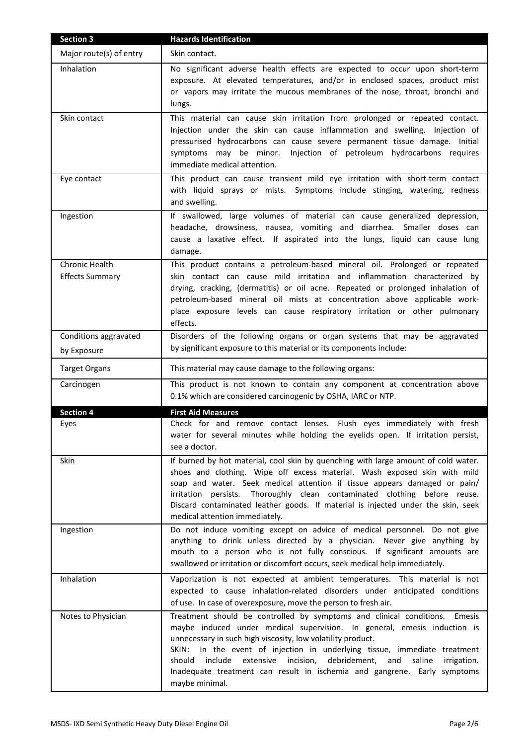| Section 3 | Hazards Identification |
|---|---|
| Major route(s) of entry | Skin contact. |
| Inhalation | No significant adverse health effects are expected to occur upon short-term exposure. At elevated temperatures, and/or in enclosed spaces, product mist or vapors may irritate the mucous membranes of the nose, throat, bronchi and lungs. |
| Skin contact | This material can cause skin irritation from prolonged or repeated contact. Injection under the skin can cause inflammation and swelling. Injection of pressurised hydrocarbons can cause severe permanent tissue damage. Initial symptoms may be minor. Injection of petroleum hydrocarbons requires immediate medical attention. |
| Eye contact | This product can cause transient mild eye irritation with short-term contact with liquid sprays or mists. Symptoms include stinging, watering, redness and swelling. |
| Ingestion | If swallowed, large volumes of material can cause generalized depression, headache, drowsiness, nausea, vomiting and diarrhea. Smaller doses can cause a laxative effect. If aspirated into the lungs, liquid can cause lung damage. |
| Chronic Health Effects Summary | This product contains a petroleum-based mineral oil. Prolonged or repeated skin contact can cause mild irritation and inflammation characterized by drying, cracking, (dermatitis) or oil acne. Repeated or prolonged inhalation of petroleum-based mineral oil mists at concentration above applicable work-place exposure levels can cause respiratory irritation or other pulmonary effects. |
| Conditions aggravated by Exposure | Disorders of the following organs or organ systems that may be aggravated by significant exposure to this material or its components include: |
| Target Organs | This material may cause damage to the following organs: |
| Carcinogen | This product is not known to contain any component at concentration above 0.1% which are considered carcinogenic by OSHA, IARC or NTP. |

| Section 4 | First Aid Measures |
|---|---|
| Eyes | Check for and remove contact lenses. Flush eyes immediately with fresh water for several minutes while holding the eyelids open. If irritation persist, see a doctor. |
| Skin | If burned by hot material, cool skin by quenching with large amount of cold water. shoes and clothing. Wipe off excess material. Wash exposed skin with mild soap and water. Seek medical attention if tissue appears damaged or pain/ irritation persists. Thoroughly clean contaminated clothing before reuse. Discard contaminated leather goods. If material is injected under the skin, seek medical attention immediately. |
| Ingestion | Do not induce vomiting except on advice of medical personnel. Do not give anything to drink unless directed by a physician. Never give anything by mouth to a person who is not fully conscious. If significant amounts are swallowed or irritation or discomfort occurs, seek medical help immediately. |
| Inhalation | Vaporization is not expected at ambient temperatures. This material is not expected to cause inhalation-related disorders under anticipated conditions of use. In case of overexposure, move the person to fresh air. |
| Notes to Physician | Treatment should be controlled by symptoms and clinical conditions. Emesis maybe induced under medical supervision. In general, emesis induction is unnecessary in such high viscosity, low volatility product.<br>SKIN: In the event of injection in underlying tissue, immediate treatment should include extensive incision, debridement, and saline irrigation. Inadequate treatment can result in ischemia and gangrene. Early symptoms maybe minimal. |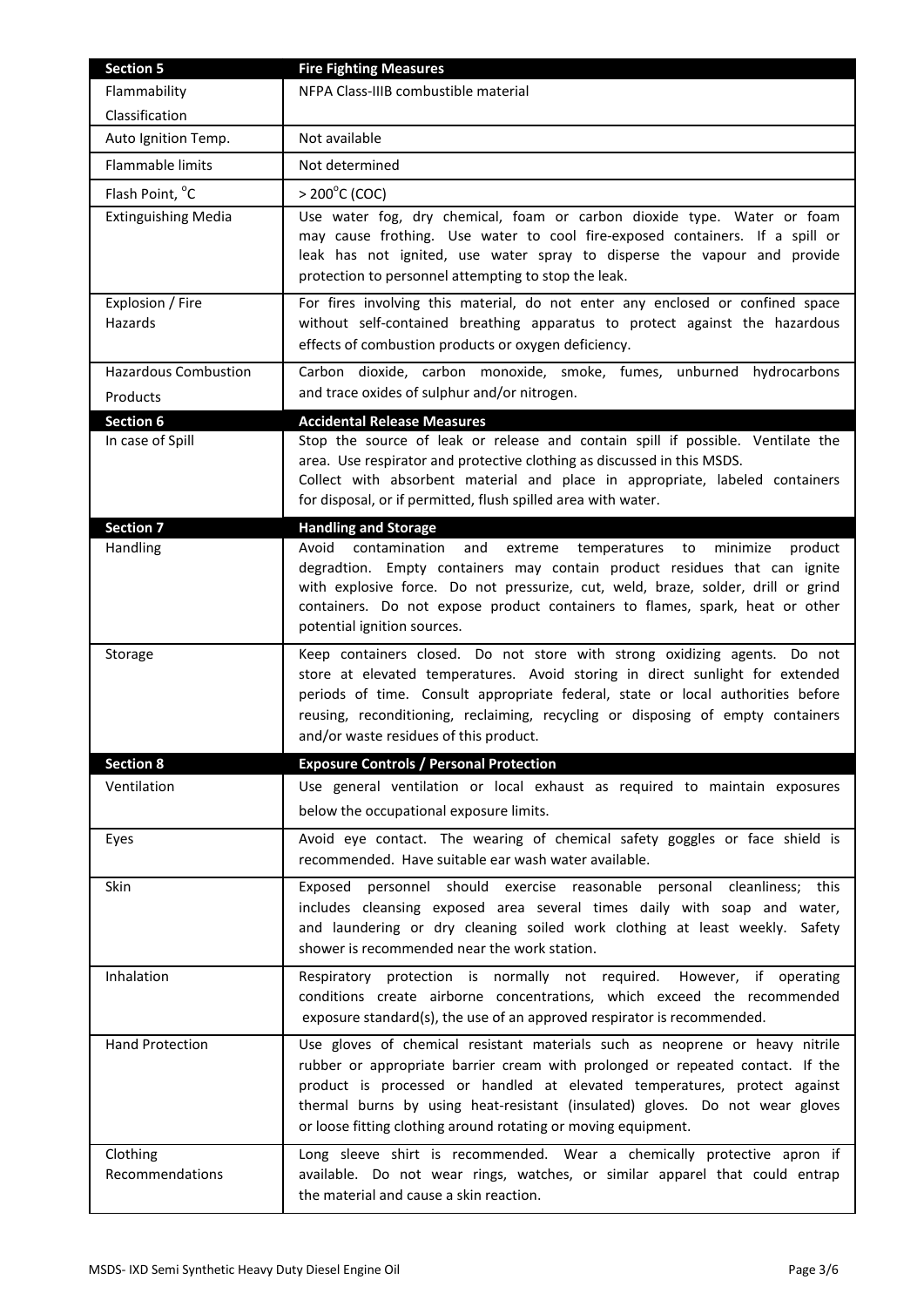| Section 5 | Fire Fighting Measures |
|---|---|
| Flammability Classification | NFPA Class-IIIB combustible material |
| Auto Ignition Temp. | Not available |
| Flammable limits | Not determined |
| Flash Point, °C | > 200°C (COC) |
| Extinguishing Media | Use water fog, dry chemical, foam or carbon dioxide type. Water or foam may cause frothing. Use water to cool fire-exposed containers. If a spill or leak has not ignited, use water spray to disperse the vapour and provide protection to personnel attempting to stop the leak. |
| Explosion / Fire Hazards | For fires involving this material, do not enter any enclosed or confined space without self-contained breathing apparatus to protect against the hazardous effects of combustion products or oxygen deficiency. |
| Hazardous Combustion Products | Carbon dioxide, carbon monoxide, smoke, fumes, unburned hydrocarbons and trace oxides of sulphur and/or nitrogen. |
| **Section 6** | **Accidental Release Measures** |
| In case of Spill | Stop the source of leak or release and contain spill if possible. Ventilate the area. Use respirator and protective clothing as discussed in this MSDS. Collect with absorbent material and place in appropriate, labeled containers for disposal, or if permitted, flush spilled area with water. |
| **Section 7** | **Handling and Storage** |
| Handling | Avoid contamination and extreme temperatures to minimize product degradtion. Empty containers may contain product residues that can ignite with explosive force. Do not pressurize, cut, weld, braze, solder, drill or grind containers. Do not expose product containers to flames, spark, heat or other potential ignition sources. |
| Storage | Keep containers closed. Do not store with strong oxidizing agents. Do not store at elevated temperatures. Avoid storing in direct sunlight for extended periods of time. Consult appropriate federal, state or local authorities before reusing, reconditioning, reclaiming, recycling or disposing of empty containers and/or waste residues of this product. |
| **Section 8** | **Exposure Controls / Personal Protection** |
| Ventilation | Use general ventilation or local exhaust as required to maintain exposures below the occupational exposure limits. |
| Eyes | Avoid eye contact. The wearing of chemical safety goggles or face shield is recommended. Have suitable ear wash water available. |
| Skin | Exposed personnel should exercise reasonable personal cleanliness; this includes cleansing exposed area several times daily with soap and water, and laundering or dry cleaning soiled work clothing at least weekly. Safety shower is recommended near the work station. |
| Inhalation | Respiratory protection is normally not required. However, if operating conditions create airborne concentrations, which exceed the recommended exposure standard(s), the use of an approved respirator is recommended. |
| Hand Protection | Use gloves of chemical resistant materials such as neoprene or heavy nitrile rubber or appropriate barrier cream with prolonged or repeated contact. If the product is processed or handled at elevated temperatures, protect against thermal burns by using heat-resistant (insulated) gloves. Do not wear gloves or loose fitting clothing around rotating or moving equipment. |
| Clothing Recommendations | Long sleeve shirt is recommended. Wear a chemically protective apron if available. Do not wear rings, watches, or similar apparel that could entrap the material and cause a skin reaction. |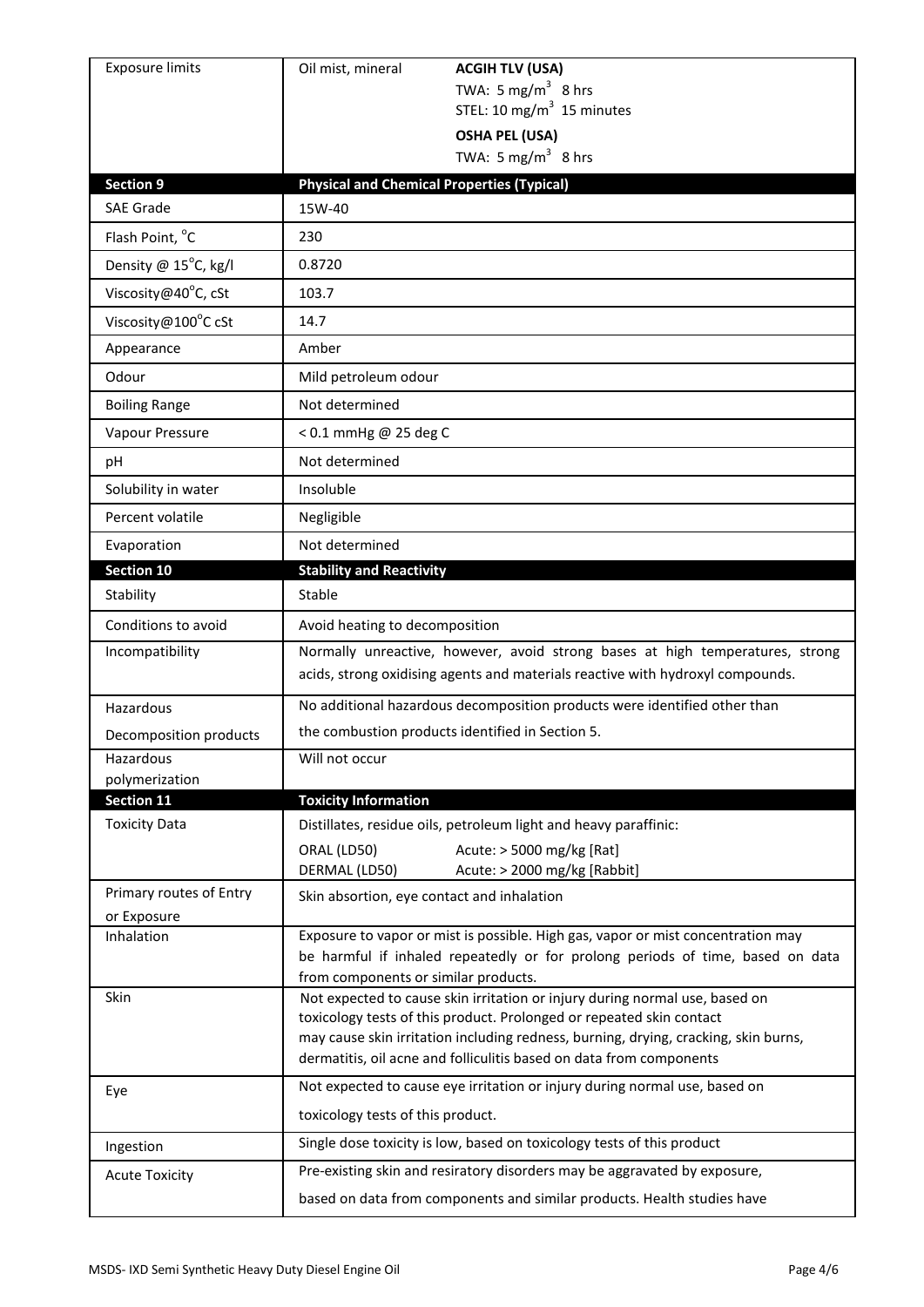| Exposure limits | Oil mist, mineral | **ACGIH TLV (USA)**<br>TWA: 5 $mg/m^3$ 8 hrs<br>STEL: 10 $mg/m^3$ 15 minutes<br>**OSHA PEL (USA)**<br>TWA: 5 $mg/m^3$ 8 hrs |
|---|---|---|

| **Section 9** | **Physical and Chemical Properties (Typical)** |
|---|---|
| SAE Grade | 15W-40 |
| Flash Point, °C | 230 |
| Density @ 15°C, kg/l | 0.8720 |
| Viscosity@40°C, cSt | 103.7 |
| Viscosity@100°C cSt | 14.7 |
| Appearance | Amber |
| Odour | Mild petroleum odour |
| Boiling Range | Not determined |
| Vapour Pressure | < 0.1 mmHg @ 25 deg C |
| pH | Not determined |
| Solubility in water | Insoluble |
| Percent volatile | Negligible |
| Evaporation | Not determined |

| **Section 10** | **Stability and Reactivity** |
|---|---|
| Stability | Stable |
| Conditions to avoid | Avoid heating to decomposition |
| Incompatibility | Normally unreactive, however, avoid strong bases at high temperatures, strong acids, strong oxidising agents and materials reactive with hydroxyl compounds. |
| Hazardous Decomposition products | No additional hazardous decomposition products were identified other than the combustion products identified in Section 5. |
| Hazardous polymerization | Will not occur |

| **Section 11** | **Toxicity Information** |
|---|---|
| Toxicity Data | Distillates, residue oils, petroleum light and heavy paraffinic:<br>ORAL (LD50) Acute: > 5000 mg/kg [Rat]<br>DERMAL (LD50) Acute: > 2000 mg/kg [Rabbit] |
| Primary routes of Entry or Exposure | Skin absorption, eye contact and inhalation |
| Inhalation | Exposure to vapor or mist is possible. High gas, vapor or mist concentration may be harmful if inhaled repeatedly or for prolong periods of time, based on data from components or similar products. |
| Skin | Not expected to cause skin irritation or injury during normal use, based on toxicology tests of this product. Prolonged or repeated skin contact may cause skin irritation including redness, burning, drying, cracking, skin burns, dermatitis, oil acne and folliculitis based on data from components |
| Eye | Not expected to cause eye irritation or injury during normal use, based on toxicology tests of this product. |
| Ingestion | Single dose toxicity is low, based on toxicology tests of this product |
| Acute Toxicity | Pre-existing skin and resiratory disorders may be aggravated by exposure, based on data from components and similar products. Health studies have |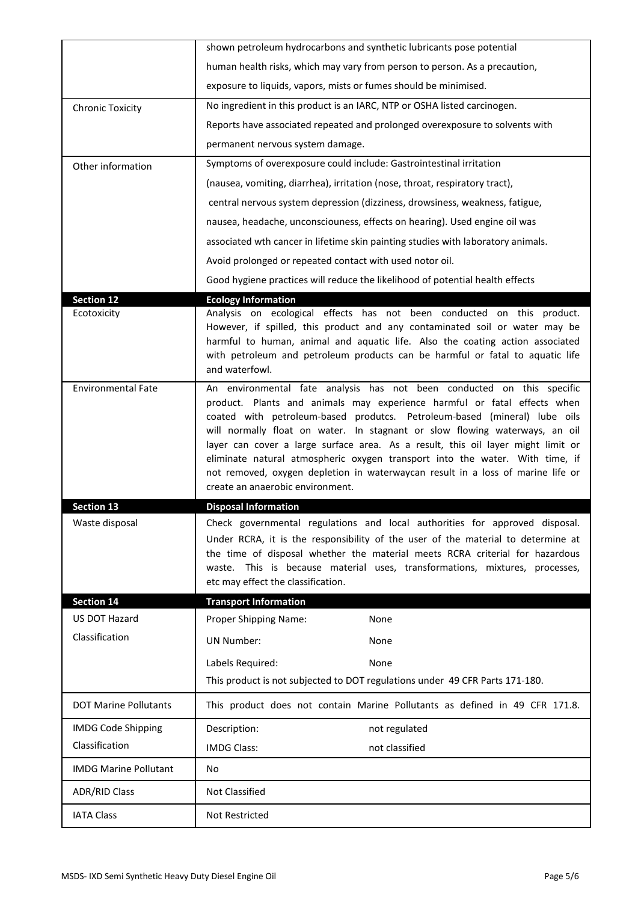| | |
|---|---|
| | shown petroleum hydrocarbons and synthetic lubricants pose potential human health risks, which may vary from person to person. As a precaution, exposure to liquids, vapors, mists or fumes should be minimised. |
| Chronic Toxicity | No ingredient in this product is an IARC, NTP or OSHA listed carcinogen. Reports have associated repeated and prolonged overexposure to solvents with permanent nervous system damage. |
| Other information | Symptoms of overexposure could include: Gastrointestinal irritation (nausea, vomiting, diarrhea), irritation (nose, throat, respiratory tract), central nervous system depression (dizziness, drowsiness, weakness, fatigue, nausea, headache, unconsciouness, effects on hearing). Used engine oil was associated wth cancer in lifetime skin painting studies with laboratory animals. Avoid prolonged or repeated contact with used notor oil. Good hygiene practices will reduce the likelihood of potential health effects |

## Section 12 Ecology Information

| | |
|---|---|
| Ecotoxicity | Analysis on ecological effects has not been conducted on this product. However, if spilled, this product and any contaminated soil or water may be harmful to human, animal and aquatic life. Also the coating action associated with petroleum and petroleum products can be harmful or fatal to aquatic life and waterfowl. |
| Environmental Fate | An environmental fate analysis has not been conducted on this specific product. Plants and animals may experience harmful or fatal effects when coated with petroleum-based produtcs. Petroleum-based (mineral) lube oils will normally float on water. In stagnant or slow flowing waterways, an oil layer can cover a large surface area. As a result, this oil layer might limit or eliminate natural atmospheric oxygen transport into the water. With time, if not removed, oxygen depletion in waterwaycan result in a loss of marine life or create an anaerobic environment. |

## Section 13 Disposal Information

| | |
|---|---|
| Waste disposal | Check governmental regulations and local authorities for approved disposal. Under RCRA, it is the responsibility of the user of the material to determine at the time of disposal whether the material meets RCRA criterial for hazardous waste. This is because material uses, transformations, mixtures, processes, etc may effect the classification. |

## Section 14 Transport Information

| | |
|---|---|
| US DOT Hazard Classification | Proper Shipping Name: None<br>UN Number: None<br>Labels Required: None<br>This product is not subjected to DOT regulations under 49 CFR Parts 171-180. |
| DOT Marine Pollutants | This product does not contain Marine Pollutants as defined in 49 CFR 171.8. |
| IMDG Code Shipping Classification | Description: not regulated<br>IMDG Class: not classified |
| IMDG Marine Pollutant | No |
| ADR/RID Class | Not Classified |
| IATA Class | Not Restricted |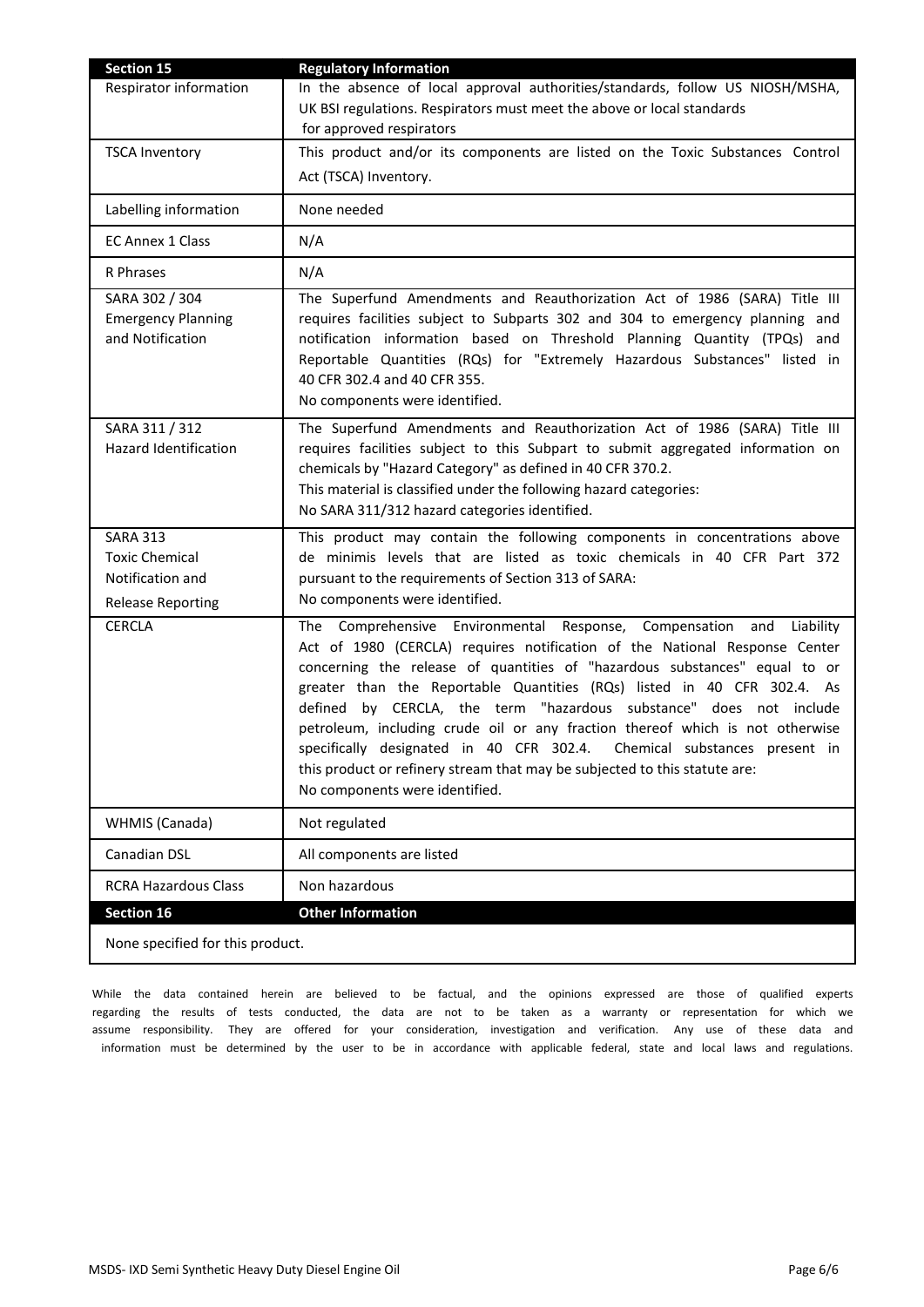| Section 15 | Regulatory Information |
|---|---|
| Respirator information | In the absence of local approval authorities/standards, follow US NIOSH/MSHA, UK BSI regulations. Respirators must meet the above or local standards for approved respirators |
| TSCA Inventory | This product and/or its components are listed on the Toxic Substances Control Act (TSCA) Inventory. |
| Labelling information | None needed |
| EC Annex 1 Class | N/A |
| R Phrases | N/A |
| SARA 302 / 304 Emergency Planning and Notification | The Superfund Amendments and Reauthorization Act of 1986 (SARA) Title III requires facilities subject to Subparts 302 and 304 to emergency planning and notification information based on Threshold Planning Quantity (TPQs) and Reportable Quantities (RQs) for "Extremely Hazardous Substances" listed in 40 CFR 302.4 and 40 CFR 355.<br>No components were identified. |
| SARA 311 / 312 Hazard Identification | The Superfund Amendments and Reauthorization Act of 1986 (SARA) Title III requires facilities subject to this Subpart to submit aggregated information on chemicals by "Hazard Category" as defined in 40 CFR 370.2.<br>This material is classified under the following hazard categories:<br>No SARA 311/312 hazard categories identified. |
| SARA 313 Toxic Chemical Notification and Release Reporting | This product may contain the following components in concentrations above de minimis levels that are listed as toxic chemicals in 40 CFR Part 372 pursuant to the requirements of Section 313 of SARA:<br>No components were identified. |
| CERCLA | The Comprehensive Environmental Response, Compensation and Liability Act of 1980 (CERCLA) requires notification of the National Response Center concerning the release of quantities of "hazardous substances" equal to or greater than the Reportable Quantities (RQs) listed in 40 CFR 302.4. As defined by CERCLA, the term "hazardous substance" does not include petroleum, including crude oil or any fraction thereof which is not otherwise specifically designated in 40 CFR 302.4. Chemical substances present in this product or refinery stream that may be subjected to this statute are:<br>No components were identified. |
| WHMIS (Canada) | Not regulated |
| Canadian DSL | All components are listed |
| RCRA Hazardous Class | Non hazardous |

| Section 16 | Other Information |
|---|---|
| None specified for this product. | |

While the data contained herein are believed to be factual, and the opinions expressed are those of qualified experts regarding the results of tests conducted, the data are not to be taken as a warranty or representation for which we assume responsibility. They are offered for your consideration, investigation and verification. Any use of these data and information must be determined by the user to be in accordance with applicable federal, state and local laws and regulations.